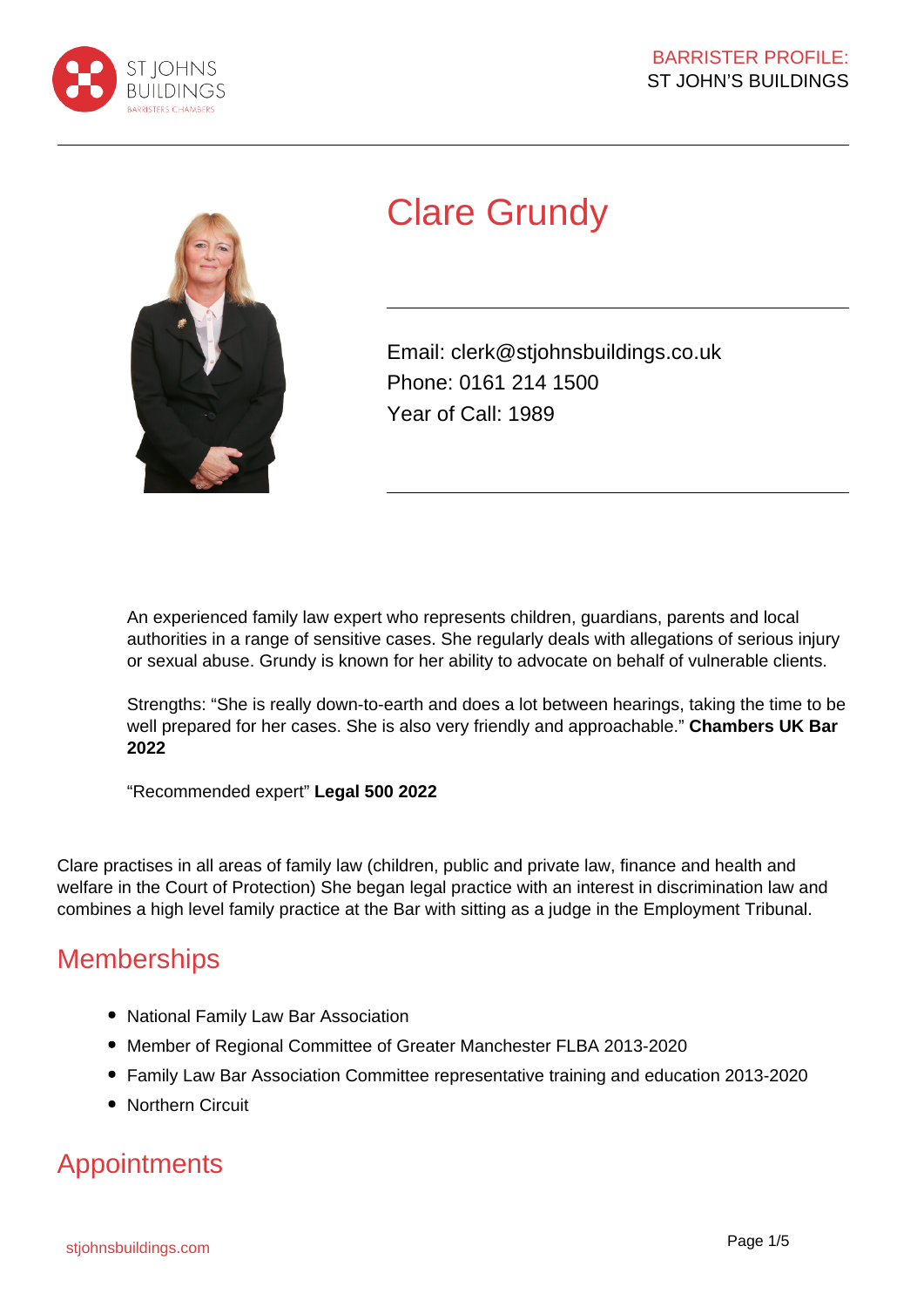# Clare Grundy

Email: clerk@stjohnsbuildings.co.uk
Phone: 0161 214 1500
Year of Call: 1989

An experienced family law expert who represents children, guardians, parents and local authorities in a range of sensitive cases. She regularly deals with allegations of serious injury or sexual abuse. Grundy is known for her ability to advocate on behalf of vulnerable clients.

Strengths: "She is really down-to-earth and does a lot between hearings, taking the time to be well prepared for her cases. She is also very friendly and approachable." **Chambers UK Bar 2022**

"Recommended expert" **Legal 500 2022**

Clare practises in all areas of family law (children, public and private law, finance and health and welfare in the Court of Protection) She began legal practice with an interest in discrimination law and combines a high level family practice at the Bar with sitting as a judge in the Employment Tribunal.

## Memberships

- National Family Law Bar Association
- Member of Regional Committee of Greater Manchester FLBA 2013-2020
- Family Law Bar Association Committee representative training and education 2013-2020
- Northern Circuit

## Appointments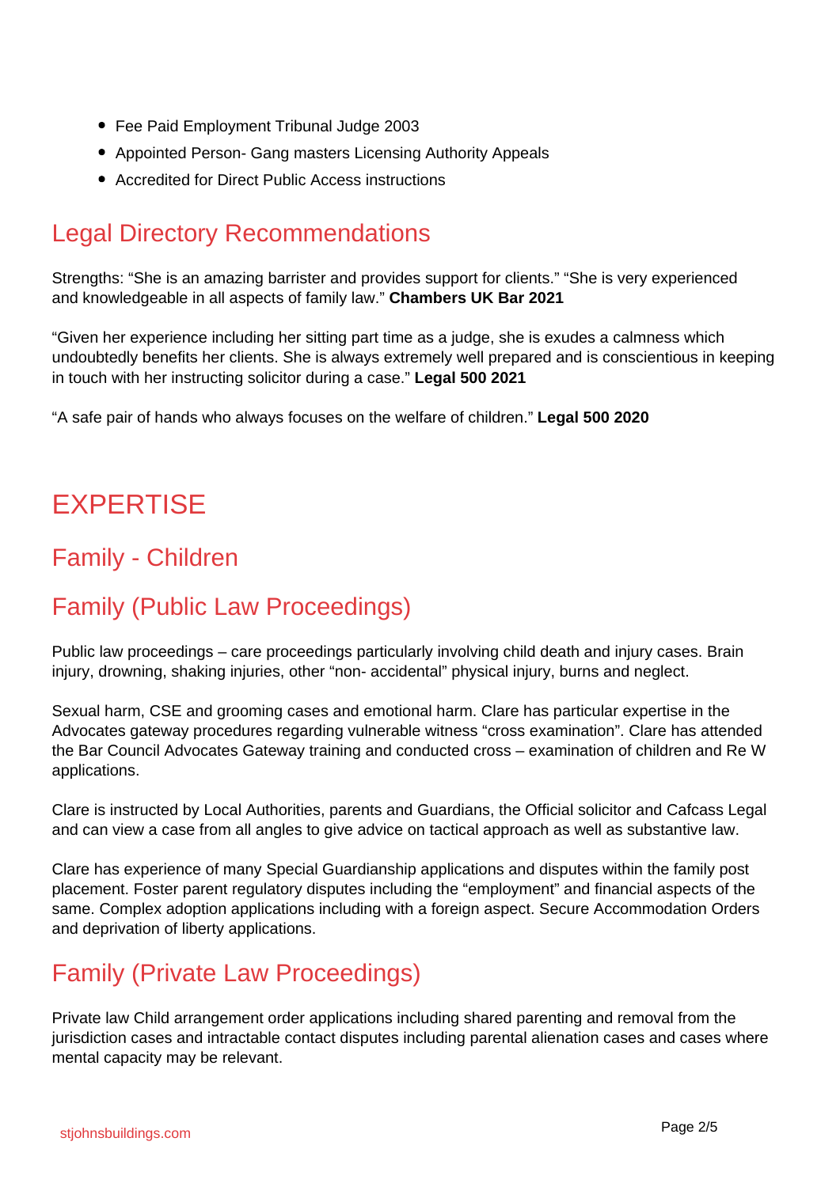- Fee Paid Employment Tribunal Judge 2003
- Appointed Person- Gang masters Licensing Authority Appeals
- Accredited for Direct Public Access instructions

## Legal Directory Recommendations

Strengths: “She is an amazing barrister and provides support for clients.” “She is very experienced and knowledgeable in all aspects of family law.” **Chambers UK Bar 2021**

“Given her experience including her sitting part time as a judge, she is exudes a calmness which undoubtedly benefits her clients. She is always extremely well prepared and is conscientious in keeping in touch with her instructing solicitor during a case.” **Legal 500 2021**

“A safe pair of hands who always focuses on the welfare of children.” **Legal 500 2020**

# EXPERTISE

## Family - Children

## Family (Public Law Proceedings)

Public law proceedings – care proceedings particularly involving child death and injury cases. Brain injury, drowning, shaking injuries, other “non- accidental” physical injury, burns and neglect.

Sexual harm, CSE and grooming cases and emotional harm. Clare has particular expertise in the Advocates gateway procedures regarding vulnerable witness “cross examination”. Clare has attended the Bar Council Advocates Gateway training and conducted cross – examination of children and Re W applications.

Clare is instructed by Local Authorities, parents and Guardians, the Official solicitor and Cafcass Legal and can view a case from all angles to give advice on tactical approach as well as substantive law.

Clare has experience of many Special Guardianship applications and disputes within the family post placement. Foster parent regulatory disputes including the “employment” and financial aspects of the same. Complex adoption applications including with a foreign aspect. Secure Accommodation Orders and deprivation of liberty applications.

## Family (Private Law Proceedings)

Private law Child arrangement order applications including shared parenting and removal from the jurisdiction cases and intractable contact disputes including parental alienation cases and cases where mental capacity may be relevant.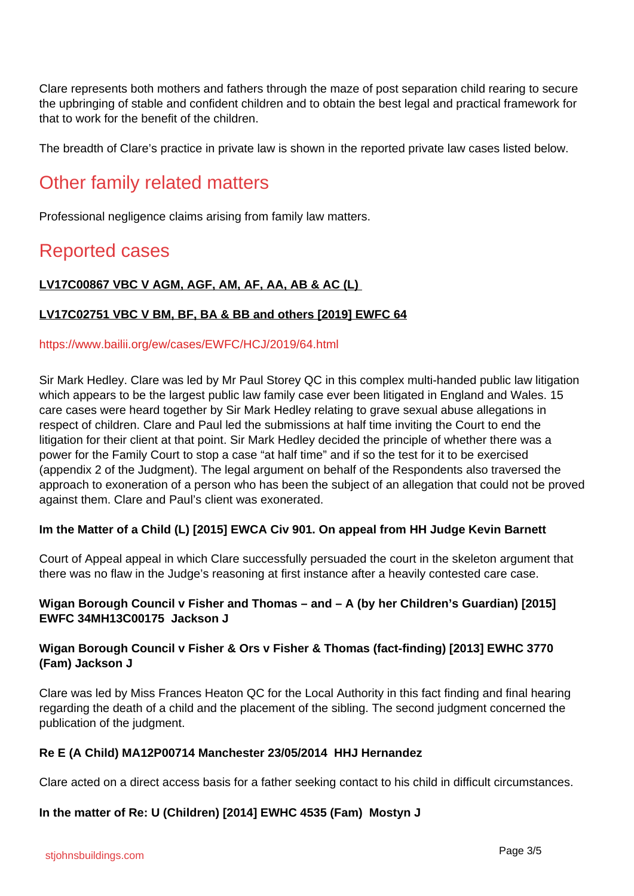Clare represents both mothers and fathers through the maze of post separation child rearing to secure the upbringing of stable and confident children and to obtain the best legal and practical framework for that to work for the benefit of the children.

The breadth of Clare's practice in private law is shown in the reported private law cases listed below.

## Other family related matters

Professional negligence claims arising from family law matters.

## Reported cases

**LV17C00867 VBC V AGM, AGF, AM, AF, AA, AB & AC (L)**

**LV17C02751 VBC V BM, BF, BA & BB and others [2019] EWFC 64**

https://www.bailii.org/ew/cases/EWFC/HCJ/2019/64.html

Sir Mark Hedley. Clare was led by Mr Paul Storey QC in this complex multi-handed public law litigation which appears to be the largest public law family case ever been litigated in England and Wales. 15 care cases were heard together by Sir Mark Hedley relating to grave sexual abuse allegations in respect of children. Clare and Paul led the submissions at half time inviting the Court to end the litigation for their client at that point. Sir Mark Hedley decided the principle of whether there was a power for the Family Court to stop a case "at half time" and if so the test for it to be exercised (appendix 2 of the Judgment). The legal argument on behalf of the Respondents also traversed the approach to exoneration of a person who has been the subject of an allegation that could not be proved against them. Clare and Paul's client was exonerated.

**Im the Matter of a Child (L) [2015] EWCA Civ 901. On appeal from HH Judge Kevin Barnett**

Court of Appeal appeal in which Clare successfully persuaded the court in the skeleton argument that there was no flaw in the Judge's reasoning at first instance after a heavily contested care case.

**Wigan Borough Council v Fisher and Thomas – and – A (by her Children's Guardian) [2015] EWFC 34MH13C00175 Jackson J**

**Wigan Borough Council v Fisher & Ors v Fisher & Thomas (fact-finding) [2013] EWHC 3770 (Fam) Jackson J**

Clare was led by Miss Frances Heaton QC for the Local Authority in this fact finding and final hearing regarding the death of a child and the placement of the sibling. The second judgment concerned the publication of the judgment.

**Re E (A Child) MA12P00714 Manchester 23/05/2014 HHJ Hernandez**

Clare acted on a direct access basis for a father seeking contact to his child in difficult circumstances.

**In the matter of Re: U (Children) [2014] EWHC 4535 (Fam) Mostyn J**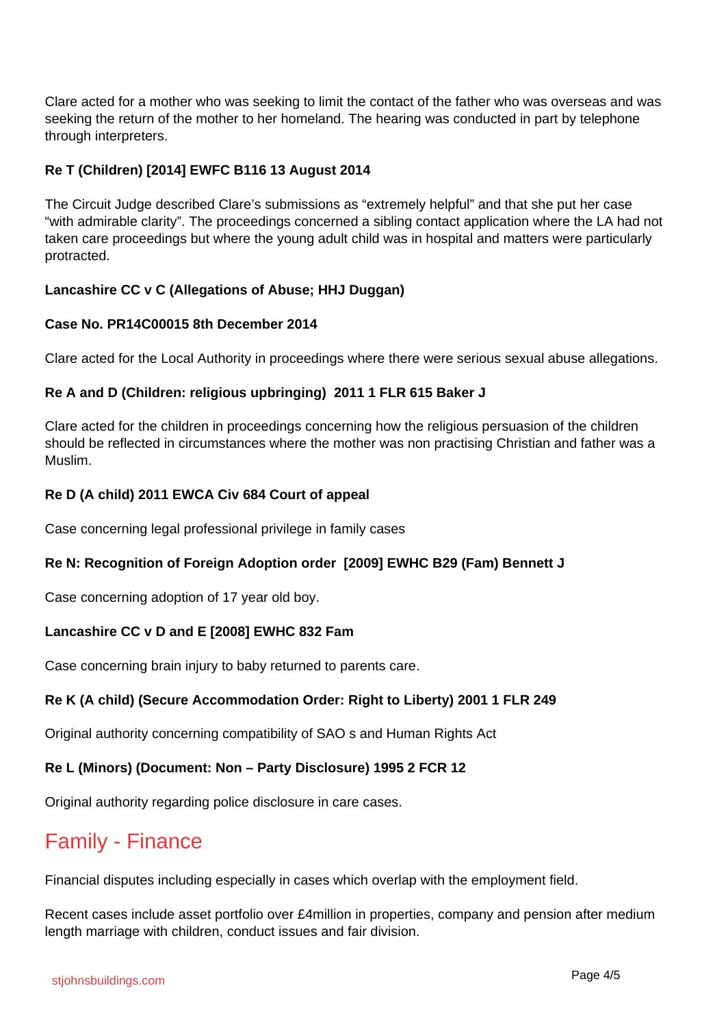Clare acted for a mother who was seeking to limit the contact of the father who was overseas and was seeking the return of the mother to her homeland. The hearing was conducted in part by telephone through interpreters.

**Re T (Children) [2014] EWFC B116 13 August 2014**

The Circuit Judge described Clare's submissions as "extremely helpful" and that she put her case "with admirable clarity". The proceedings concerned a sibling contact application where the LA had not taken care proceedings but where the young adult child was in hospital and matters were particularly protracted.

**Lancashire CC v C (Allegations of Abuse; HHJ Duggan)**

**Case No. PR14C00015 8th December 2014**

Clare acted for the Local Authority in proceedings where there were serious sexual abuse allegations.

**Re A and D (Children: religious upbringing) 2011 1 FLR 615 Baker J**

Clare acted for the children in proceedings concerning how the religious persuasion of the children should be reflected in circumstances where the mother was non practising Christian and father was a Muslim.

**Re D (A child) 2011 EWCA Civ 684 Court of appeal**

Case concerning legal professional privilege in family cases

**Re N: Recognition of Foreign Adoption order [2009] EWHC B29 (Fam) Bennett J**

Case concerning adoption of 17 year old boy.

**Lancashire CC v D and E [2008] EWHC 832 Fam**

Case concerning brain injury to baby returned to parents care.

**Re K (A child) (Secure Accommodation Order: Right to Liberty) 2001 1 FLR 249**

Original authority concerning compatibility of SAO s and Human Rights Act

**Re L (Minors) (Document: Non – Party Disclosure) 1995 2 FCR 12**

Original authority regarding police disclosure in care cases.

## Family - Finance

Financial disputes including especially in cases which overlap with the employment field.

Recent cases include asset portfolio over £4million in properties, company and pension after medium length marriage with children, conduct issues and fair division.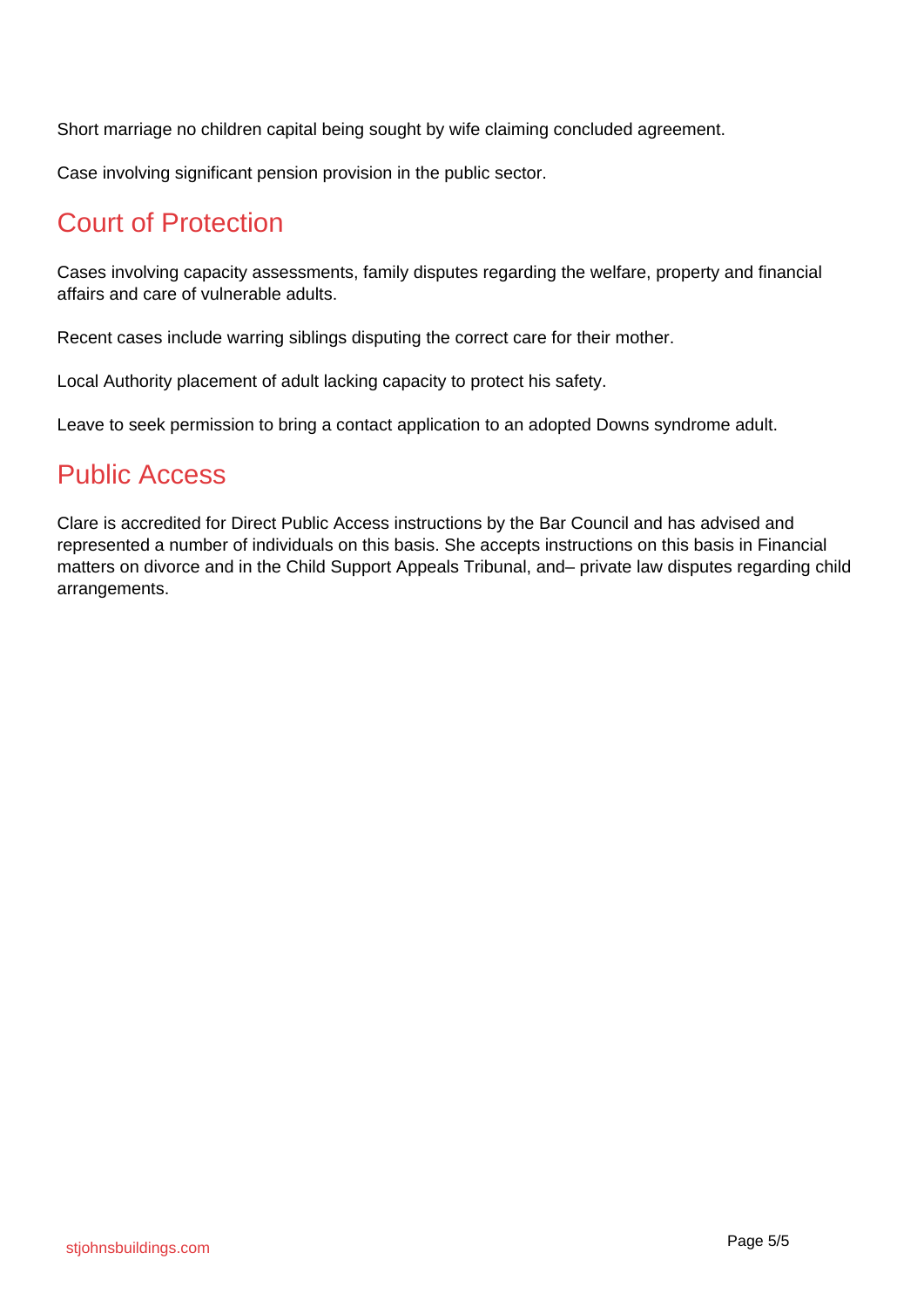Short marriage no children capital being sought by wife claiming concluded agreement.

Case involving significant pension provision in the public sector.

## Court of Protection

Cases involving capacity assessments, family disputes regarding the welfare, property and financial affairs and care of vulnerable adults.

Recent cases include warring siblings disputing the correct care for their mother.

Local Authority placement of adult lacking capacity to protect his safety.

Leave to seek permission to bring a contact application to an adopted Downs syndrome adult.

## Public Access

Clare is accredited for Direct Public Access instructions by the Bar Council and has advised and represented a number of individuals on this basis. She accepts instructions on this basis in Financial matters on divorce and in the Child Support Appeals Tribunal, and– private law disputes regarding child arrangements.